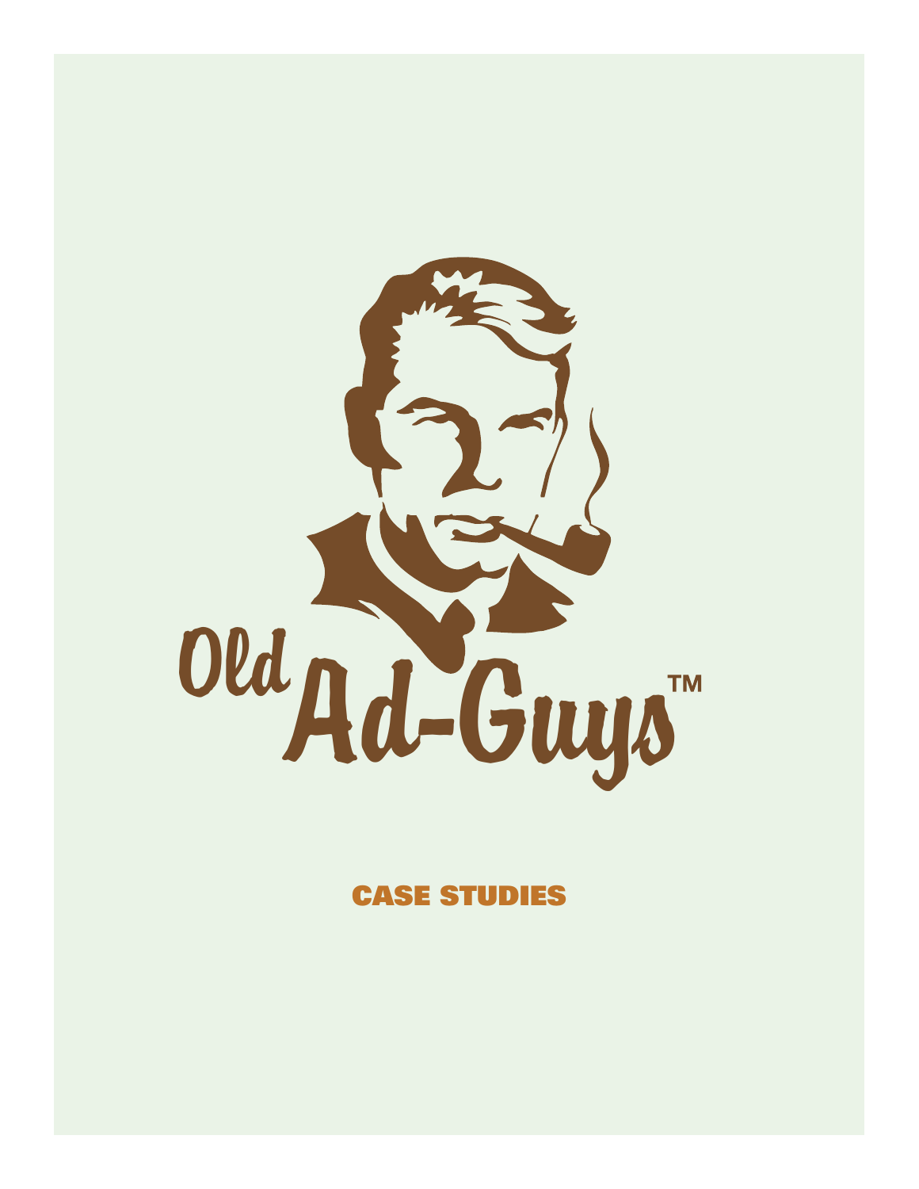# Old Ad-Guys™

## CASE STUDIES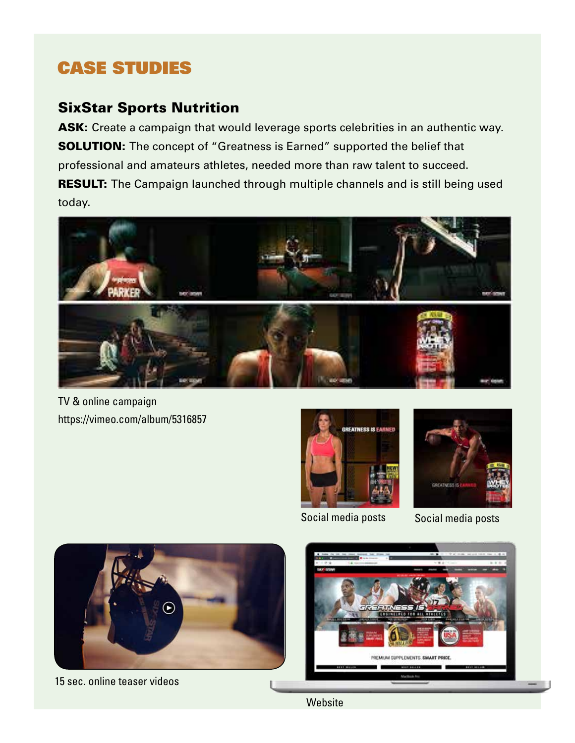# CASE STUDIES

## SixStar Sports Nutrition

**ASK:** Create a campaign that would leverage sports celebrities in an authentic way.

**SOLUTION:** The concept of "Greatness is Earned" supported the belief that professional and amateurs athletes, needed more than raw talent to succeed.

**RESULT:** The Campaign launched through multiple channels and is still being used today.

TV & online campaign
https://vimeo.com/album/5316857

Social media posts

Social media posts

15 sec. online teaser videos

Website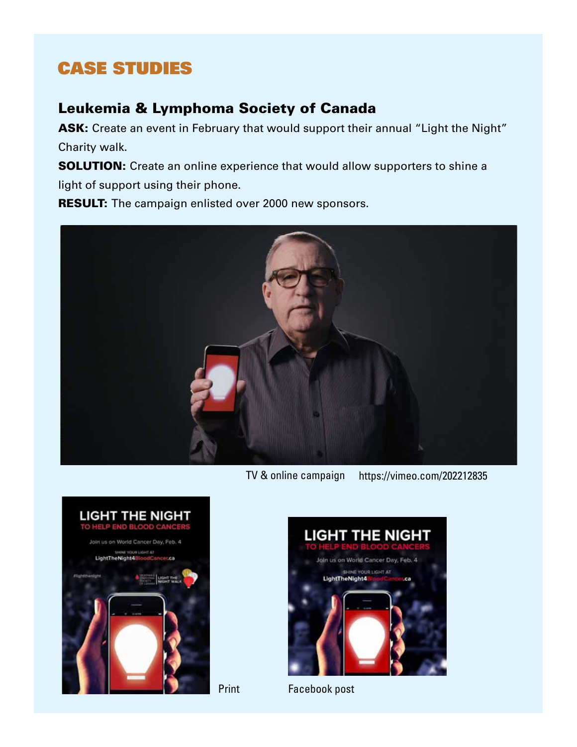## CASE STUDIES

### Leukemia & Lymphoma Society of Canada

**ASK:** Create an event in February that would support their annual "Light the Night" Charity walk.

**SOLUTION:** Create an online experience that would allow supporters to shine a light of support using their phone.

**RESULT:** The campaign enlisted over 2000 new sponsors.

TV & online campaign https://vimeo.com/202212835

Print

Facebook post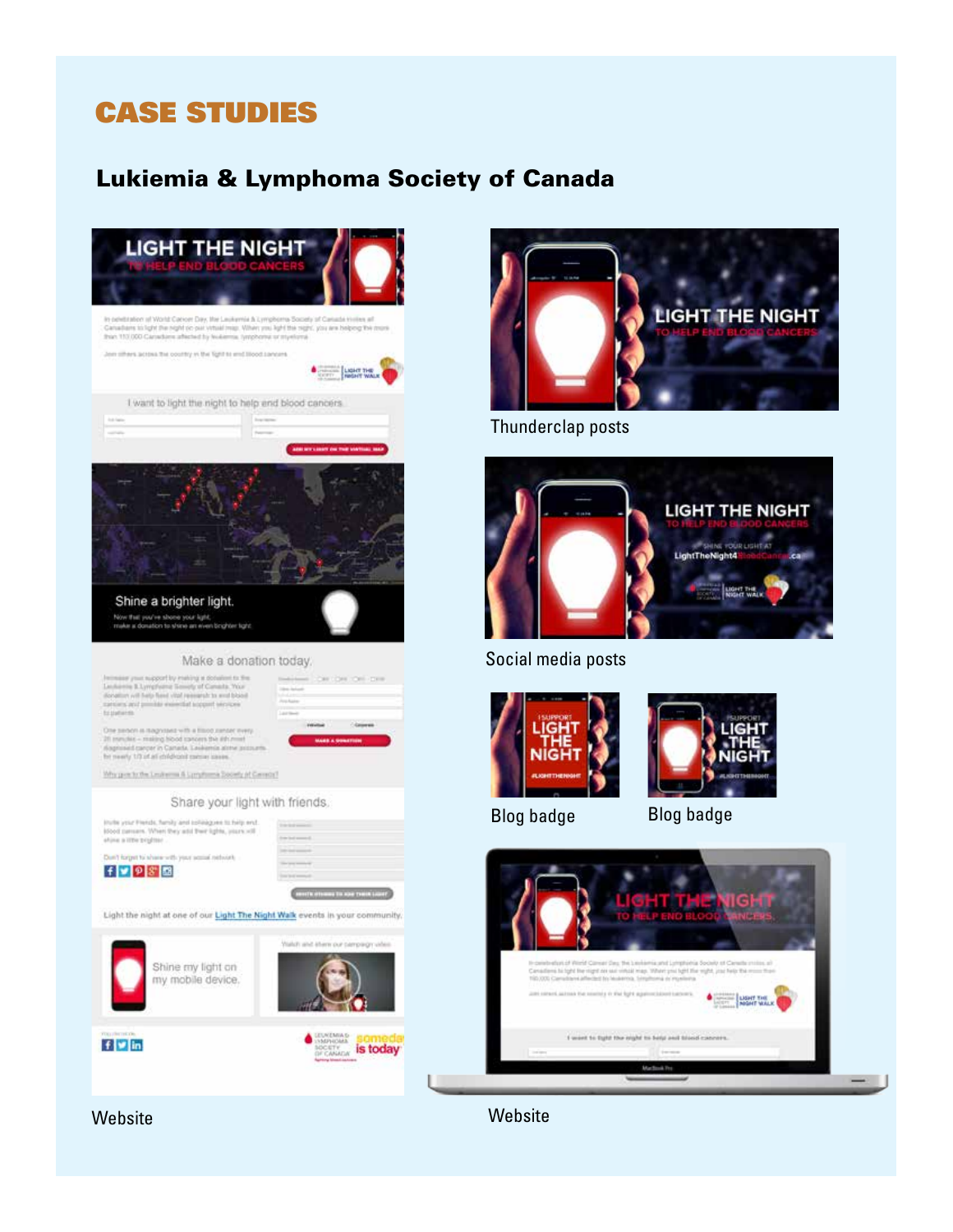# CASE STUDIES

## Lukiemia & Lymphoma Society of Canada

Website

Thunderclap posts

Social media posts

Blog badge

Blog badge

Website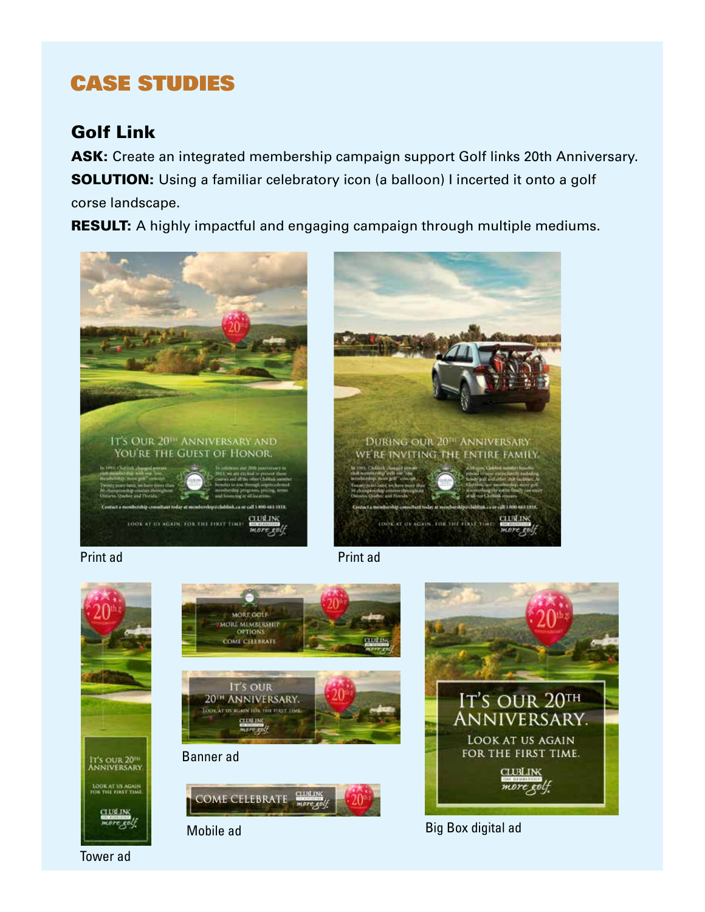## CASE STUDIES

### Golf Link

**ASK:** Create an integrated membership campaign support Golf links 20th Anniversary.

**SOLUTION:** Using a familiar celebratory icon (a balloon) I incerted it onto a golf corse landscape.

**RESULT:** A highly impactful and engaging campaign through multiple mediums.

Print ad

Print ad

Tower ad

Banner ad

Mobile ad

Big Box digital ad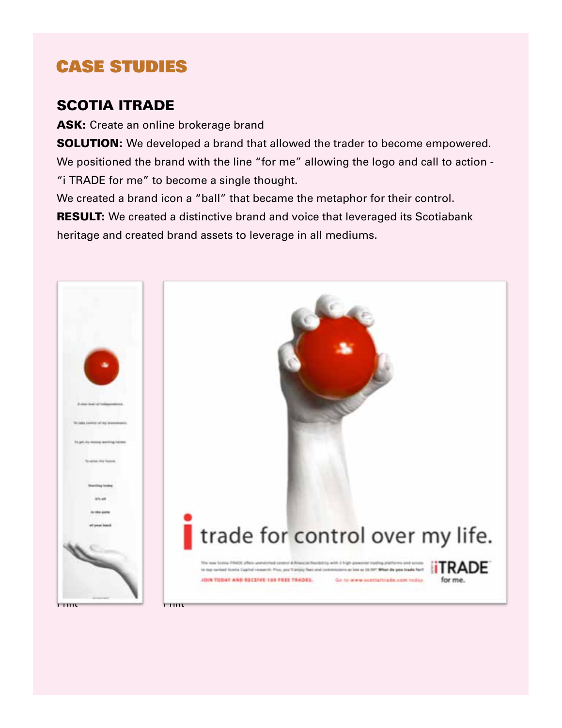# CASE STUDIES

## SCOTIA ITRADE

**ASK:** Create an online brokerage brand

**SOLUTION:** We developed a brand that allowed the trader to become empowered. We positioned the brand with the line "for me" allowing the logo and call to action - "i TRADE for me" to become a single thought.

We created a brand icon a "ball" that became the metaphor for their control.

**RESULT:** We created a distinctive brand and voice that leveraged its Scotiabank heritage and created brand assets to leverage in all mediums.

Print

Print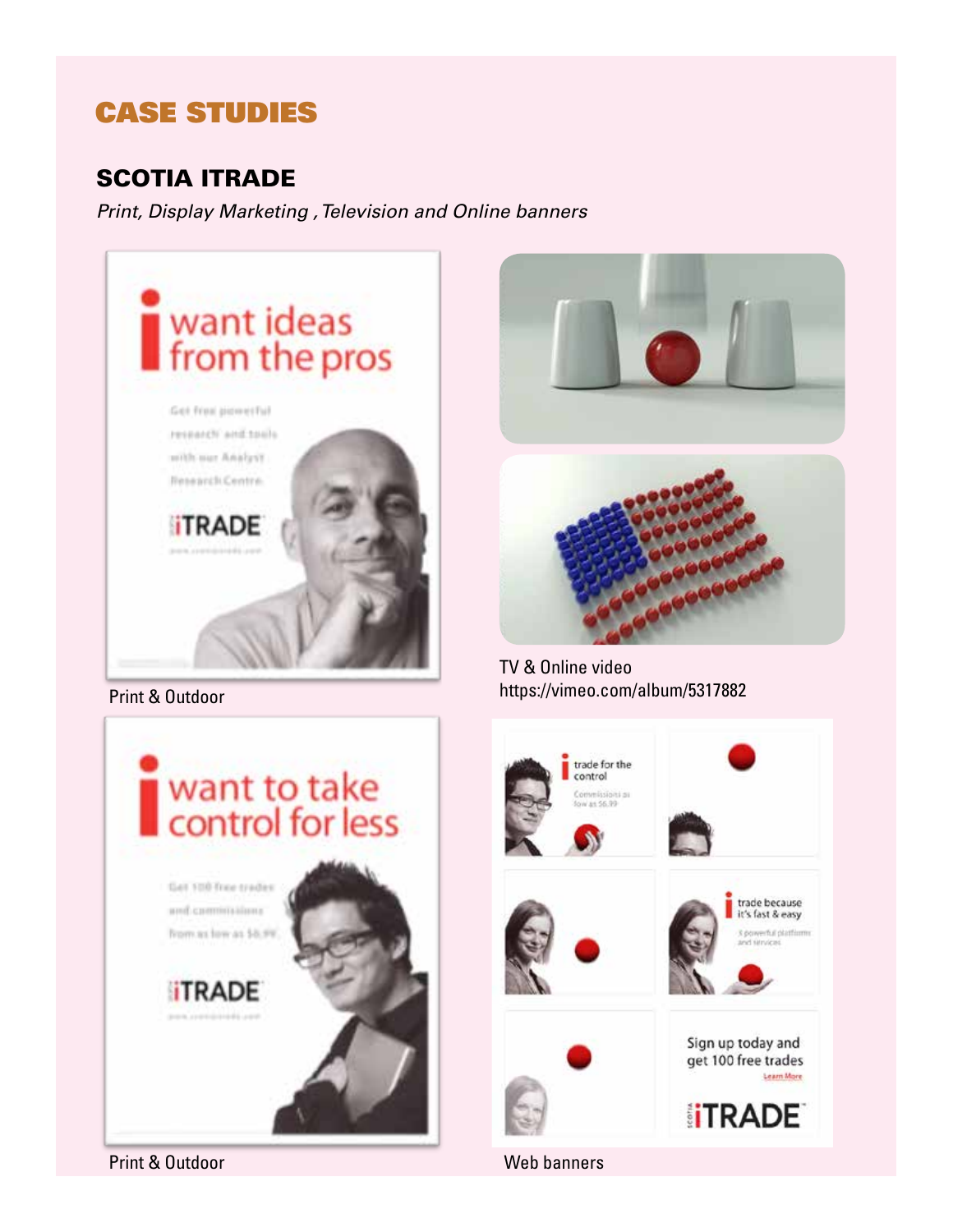## CASE STUDIES

### SCOTIA ITRADE

*Print, Display Marketing , Television and Online banners*

Print & Outdoor

TV & Online video
https://vimeo.com/album/5317882

Print & Outdoor

Web banners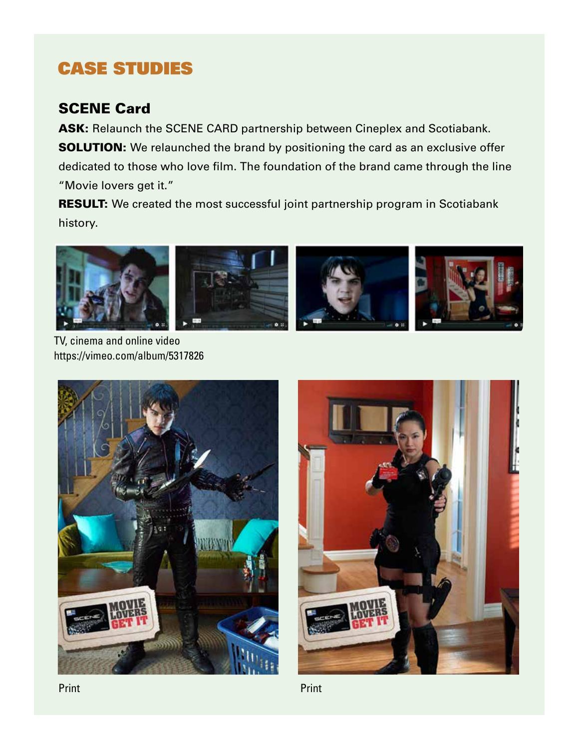## CASE STUDIES

### SCENE Card

**ASK:** Relaunch the SCENE CARD partnership between Cineplex and Scotiabank.

**SOLUTION:** We relaunched the brand by positioning the card as an exclusive offer dedicated to those who love film. The foundation of the brand came through the line "Movie lovers get it."

**RESULT:** We created the most successful joint partnership program in Scotiabank history.

TV, cinema and online video
https://vimeo.com/album/5317826

Print

Print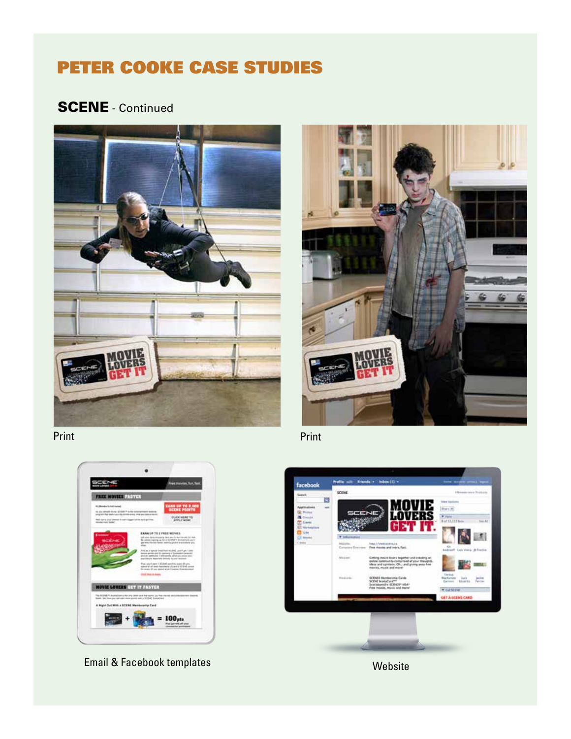# PETER COOKE CASE STUDIES

## SCENE - Continued

Print

Print

Email & Facebook templates

Website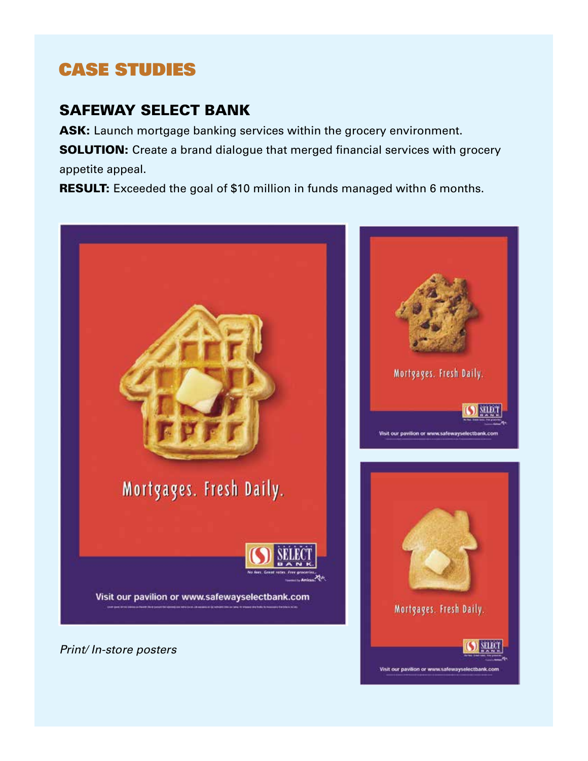# CASE STUDIES

## SAFEWAY SELECT BANK

**ASK:** Launch mortgage banking services within the grocery environment.

**SOLUTION:** Create a brand dialogue that merged financial services with grocery appetite appeal.

**RESULT:** Exceeded the goal of $10 million in funds managed withn 6 months.

Mortgages. Fresh Daily.

SELECT BANK

No fees. Great rates. Free groceries.

Visit our pavilion or www.safewayselectbank.com

*Print/ In-store posters*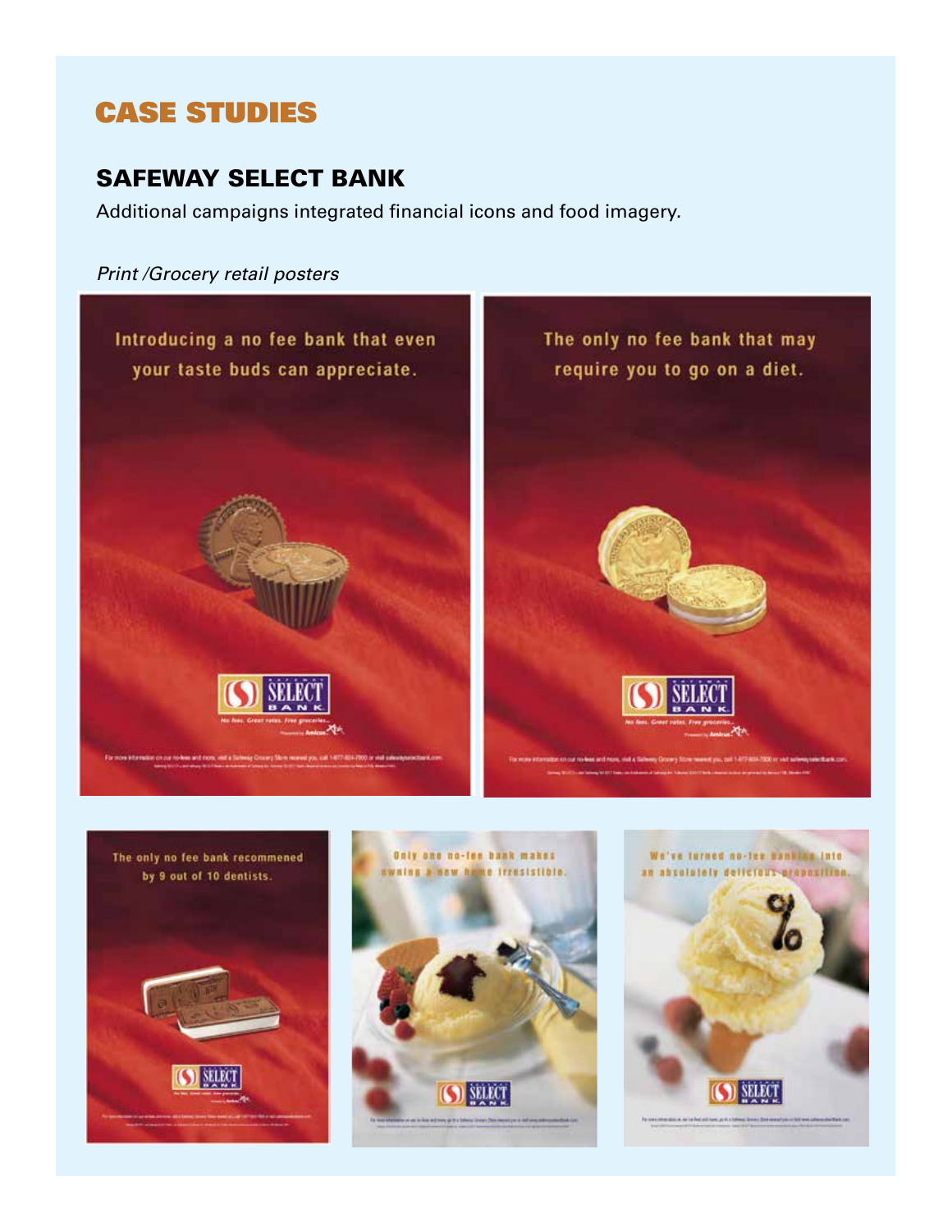# CASE STUDIES

## SAFEWAY SELECT BANK

Additional campaigns integrated financial icons and food imagery.

*Print /Grocery retail posters*

Introducing a no fee bank that even your taste buds can appreciate.

The only no fee bank that may require you to go on a diet.

The only no fee bank recommened by 9 out of 10 dentists.

Only one no-fee bank makes owning a new home irresistible.

We've turned no-fee banking into an absolutely delicious proposition.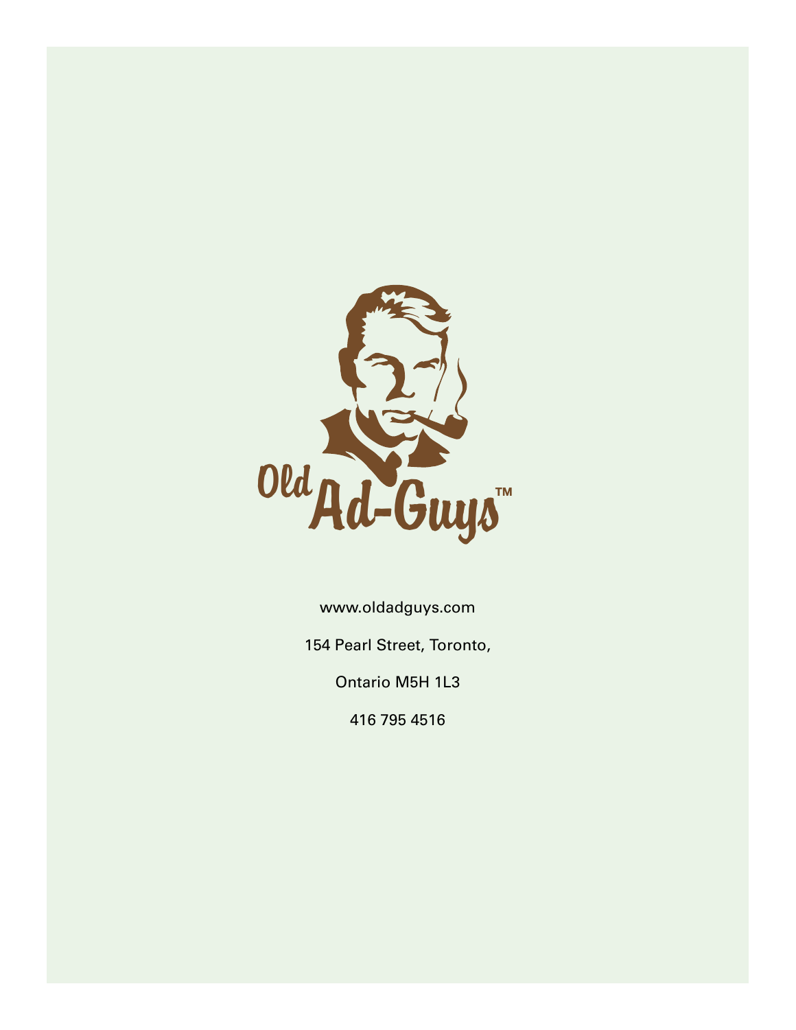Old Ad-Guys™

www.oldadguys.com

154 Pearl Street, Toronto,

Ontario M5H 1L3

416 795 4516